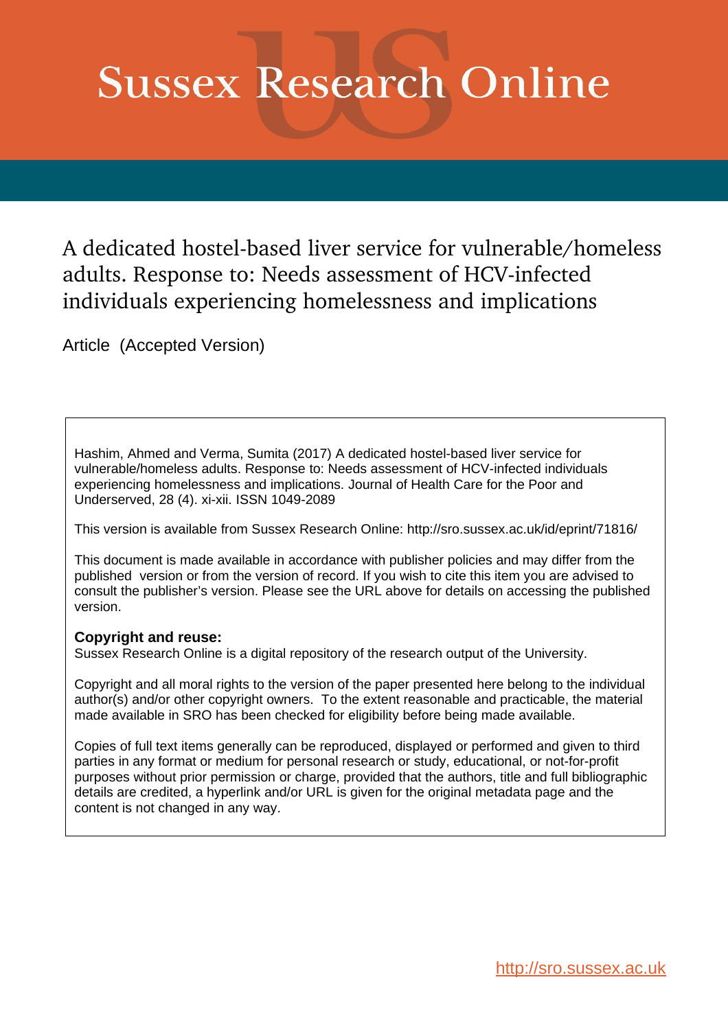# Sussex Research Online

## A dedicated hostel-based liver service for vulnerable/homeless adults. Response to: Needs assessment of HCV-infected individuals experiencing homelessness and implications

Article (Accepted Version)

Hashim, Ahmed and Verma, Sumita (2017) A dedicated hostel-based liver service for vulnerable/homeless adults. Response to: Needs assessment of HCV-infected individuals experiencing homelessness and implications. Journal of Health Care for the Poor and Underserved, 28 (4). xi-xii. ISSN 1049-2089

This version is available from Sussex Research Online: http://sro.sussex.ac.uk/id/eprint/71816/

This document is made available in accordance with publisher policies and may differ from the published version or from the version of record. If you wish to cite this item you are advised to consult the publisher's version. Please see the URL above for details on accessing the published version.

**Copyright and reuse:**
Sussex Research Online is a digital repository of the research output of the University.

Copyright and all moral rights to the version of the paper presented here belong to the individual author(s) and/or other copyright owners. To the extent reasonable and practicable, the material made available in SRO has been checked for eligibility before being made available.

Copies of full text items generally can be reproduced, displayed or performed and given to third parties in any format or medium for personal research or study, educational, or not-for-profit purposes without prior permission or charge, provided that the authors, title and full bibliographic details are credited, a hyperlink and/or URL is given for the original metadata page and the content is not changed in any way.

http://sro.sussex.ac.uk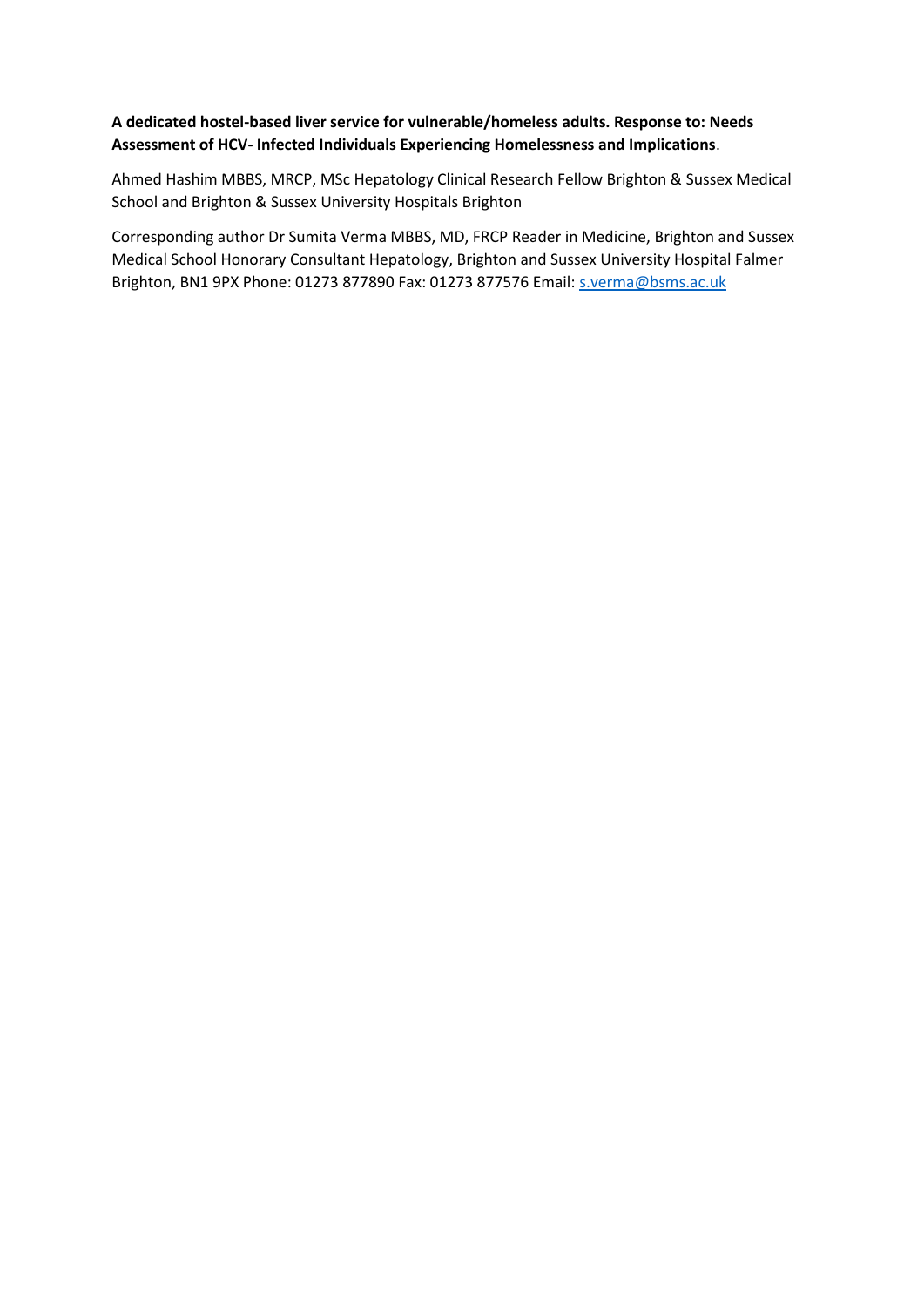**A dedicated hostel-based liver service for vulnerable/homeless adults. Response to: Needs Assessment of HCV- Infected Individuals Experiencing Homelessness and Implications**.

Ahmed Hashim MBBS, MRCP, MSc Hepatology Clinical Research Fellow Brighton & Sussex Medical School and Brighton & Sussex University Hospitals Brighton

Corresponding author Dr Sumita Verma MBBS, MD, FRCP Reader in Medicine, Brighton and Sussex Medical School Honorary Consultant Hepatology, Brighton and Sussex University Hospital Falmer Brighton, BN1 9PX Phone: 01273 877890 Fax: 01273 877576 Email: s.verma@bsms.ac.uk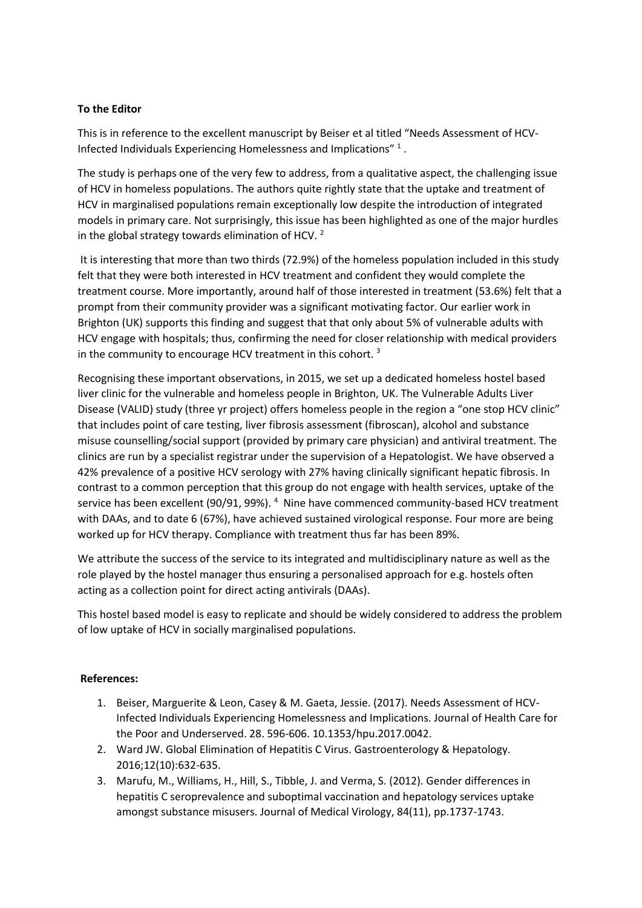**To the Editor**

This is in reference to the excellent manuscript by Beiser et al titled "Needs Assessment of HCV-Infected Individuals Experiencing Homelessness and Implications" [1] .

The study is perhaps one of the very few to address, from a qualitative aspect, the challenging issue of HCV in homeless populations. The authors quite rightly state that the uptake and treatment of HCV in marginalised populations remain exceptionally low despite the introduction of integrated models in primary care. Not surprisingly, this issue has been highlighted as one of the major hurdles in the global strategy towards elimination of HCV. [2]

It is interesting that more than two thirds (72.9%) of the homeless population included in this study felt that they were both interested in HCV treatment and confident they would complete the treatment course. More importantly, around half of those interested in treatment (53.6%) felt that a prompt from their community provider was a significant motivating factor. Our earlier work in Brighton (UK) supports this finding and suggest that that only about 5% of vulnerable adults with HCV engage with hospitals; thus, confirming the need for closer relationship with medical providers in the community to encourage HCV treatment in this cohort. [3]

Recognising these important observations, in 2015, we set up a dedicated homeless hostel based liver clinic for the vulnerable and homeless people in Brighton, UK. The Vulnerable Adults Liver Disease (VALID) study (three yr project) offers homeless people in the region a "one stop HCV clinic" that includes point of care testing, liver fibrosis assessment (fibroscan), alcohol and substance misuse counselling/social support (provided by primary care physician) and antiviral treatment. The clinics are run by a specialist registrar under the supervision of a Hepatologist. We have observed a 42% prevalence of a positive HCV serology with 27% having clinically significant hepatic fibrosis. In contrast to a common perception that this group do not engage with health services, uptake of the service has been excellent (90/91, 99%). [4] Nine have commenced community-based HCV treatment with DAAs, and to date 6 (67%), have achieved sustained virological response. Four more are being worked up for HCV therapy. Compliance with treatment thus far has been 89%.

We attribute the success of the service to its integrated and multidisciplinary nature as well as the role played by the hostel manager thus ensuring a personalised approach for e.g. hostels often acting as a collection point for direct acting antivirals (DAAs).

This hostel based model is easy to replicate and should be widely considered to address the problem of low uptake of HCV in socially marginalised populations.

**References:**

1. Beiser, Marguerite & Leon, Casey & M. Gaeta, Jessie. (2017). Needs Assessment of HCV-Infected Individuals Experiencing Homelessness and Implications. Journal of Health Care for the Poor and Underserved. 28. 596-606. 10.1353/hpu.2017.0042.
2. Ward JW. Global Elimination of Hepatitis C Virus. Gastroenterology & Hepatology. 2016;12(10):632-635.
3. Marufu, M., Williams, H., Hill, S., Tibble, J. and Verma, S. (2012). Gender differences in hepatitis C seroprevalence and suboptimal vaccination and hepatology services uptake amongst substance misusers. Journal of Medical Virology, 84(11), pp.1737-1743.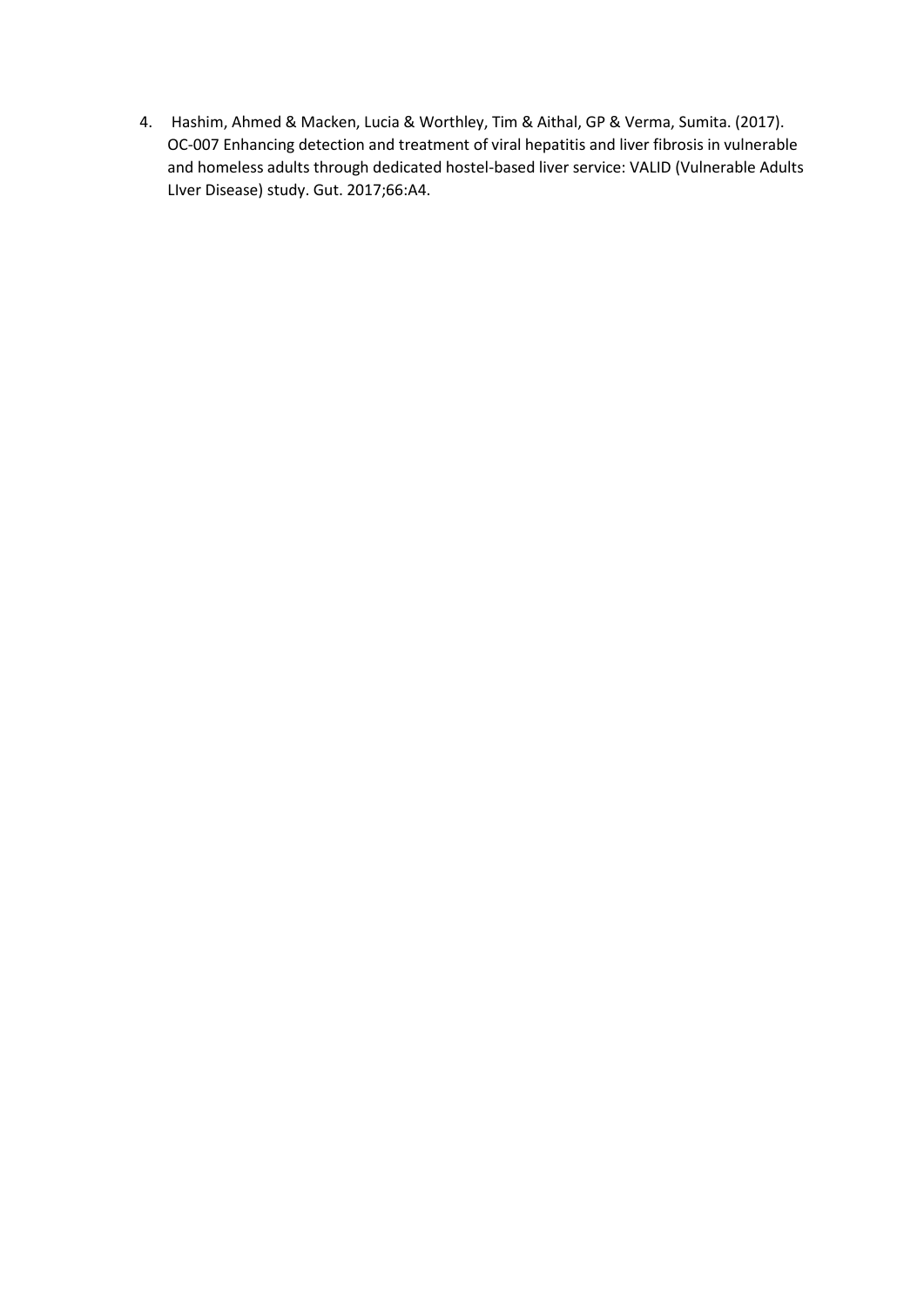4. Hashim, Ahmed & Macken, Lucia & Worthley, Tim & Aithal, GP & Verma, Sumita. (2017). OC-007 Enhancing detection and treatment of viral hepatitis and liver fibrosis in vulnerable and homeless adults through dedicated hostel-based liver service: VALID (Vulnerable Adults LIver Disease) study. Gut. 2017;66:A4.